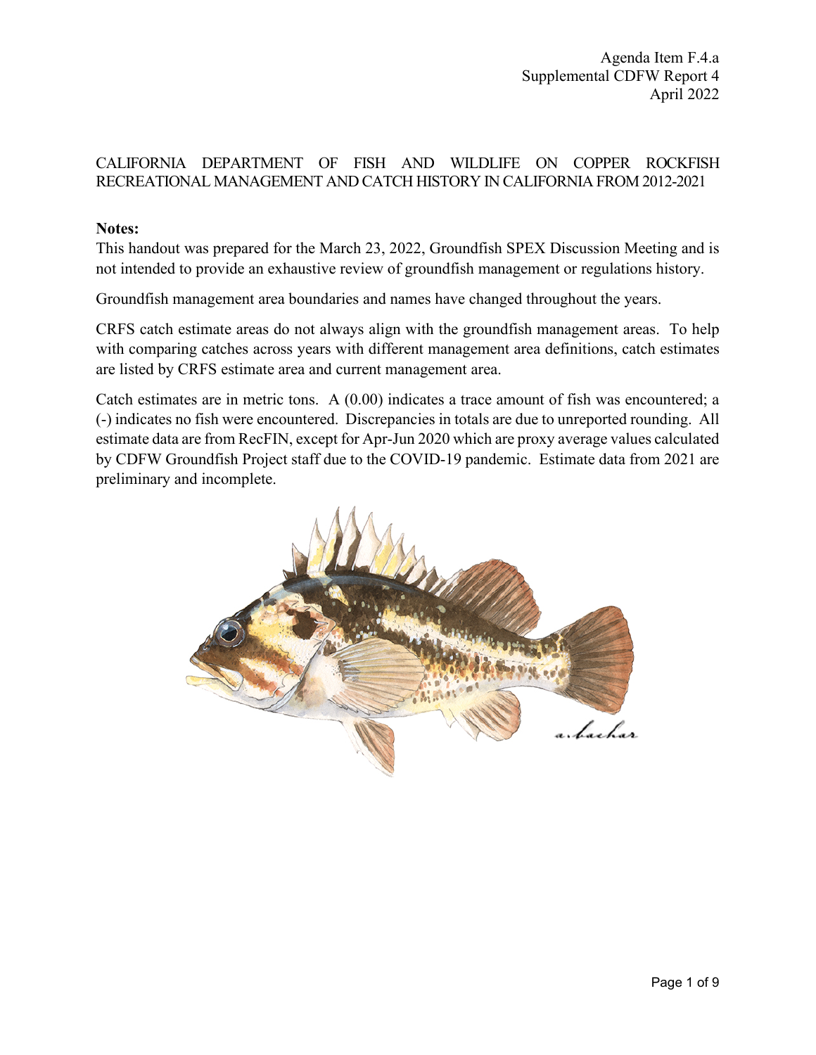Agenda Item F.4.a
Supplemental CDFW Report 4
April 2022

# CALIFORNIA DEPARTMENT OF FISH AND WILDLIFE ON COPPER ROCKFISH RECREATIONAL MANAGEMENT AND CATCH HISTORY IN CALIFORNIA FROM 2012-2021

**Notes:**

This handout was prepared for the March 23, 2022, Groundfish SPEX Discussion Meeting and is not intended to provide an exhaustive review of groundfish management or regulations history.

Groundfish management area boundaries and names have changed throughout the years.

CRFS catch estimate areas do not always align with the groundfish management areas. To help with comparing catches across years with different management area definitions, catch estimates are listed by CRFS estimate area and current management area.

Catch estimates are in metric tons. A (0.00) indicates a trace amount of fish was encountered; a (-) indicates no fish were encountered. Discrepancies in totals are due to unreported rounding. All estimate data are from RecFIN, except for Apr-Jun 2020 which are proxy average values calculated by CDFW Groundfish Project staff due to the COVID-19 pandemic. Estimate data from 2021 are preliminary and incomplete.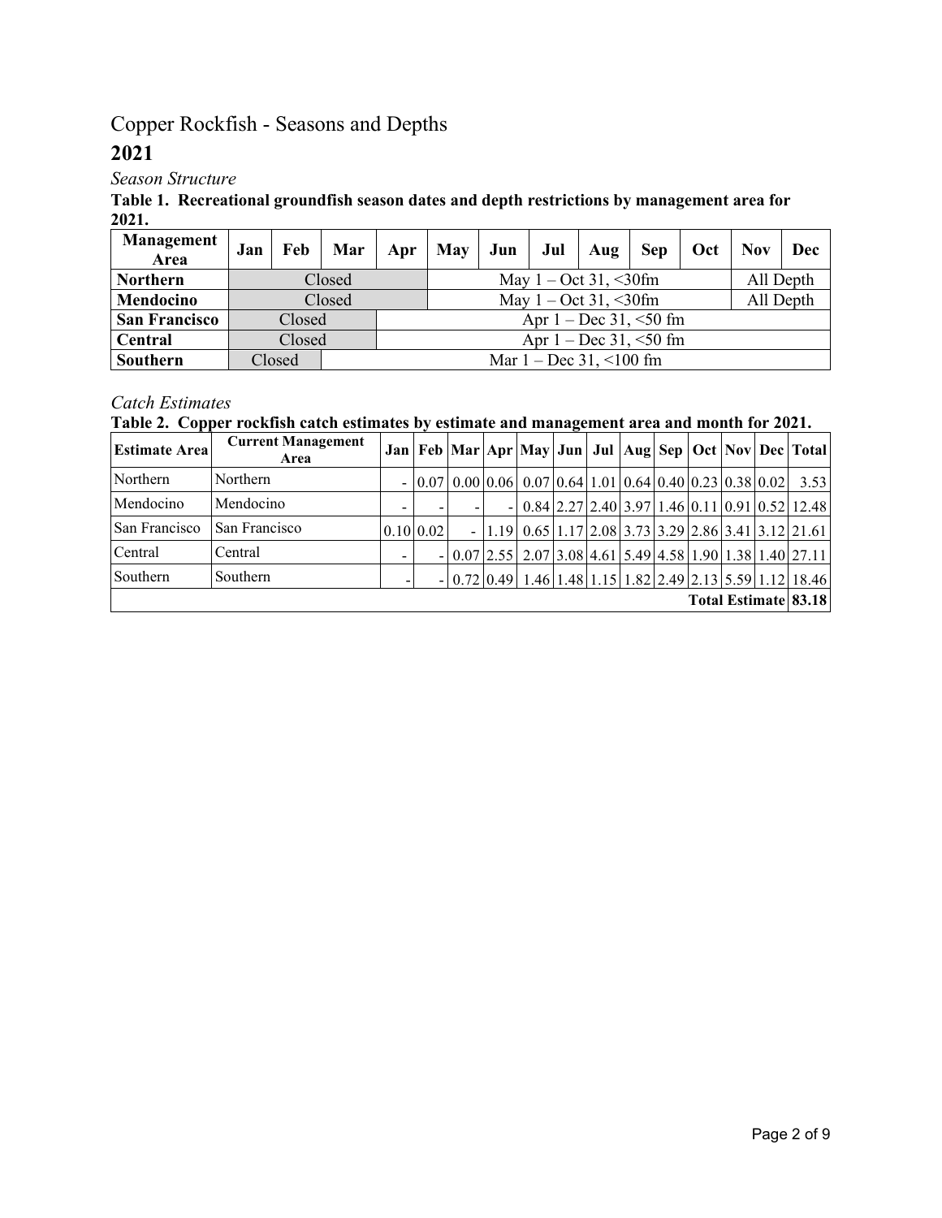# Copper Rockfish - Seasons and Depths

## 2021

*Season Structure*

**Table 1. Recreational groundfish season dates and depth restrictions by management area for 2021.**

| Management Area | Jan | Feb | Mar | Apr | May | Jun | Jul | Aug | Sep | Oct | Nov | Dec |
|---|---|---|---|---|---|---|---|---|---|---|---|---|
| **Northern** | Closed | | | | May 1 – Oct 31, <30fm | | | | | | All Depth | |
| **Mendocino** | Closed | | | | May 1 – Oct 31, <30fm | | | | | | All Depth | |
| **San Francisco** | Closed | | | Apr 1 – Dec 31, <50 fm | | | | | | | | |
| **Central** | Closed | | | Apr 1 – Dec 31, <50 fm | | | | | | | | |
| **Southern** | Closed | | Mar 1 – Dec 31, <100 fm | | | | | | | | | |

*Catch Estimates*

**Table 2. Copper rockfish catch estimates by estimate and management area and month for 2021.**

| Estimate Area | Current Management Area | Jan | Feb | Mar | Apr | May | Jun | Jul | Aug | Sep | Oct | Nov | Dec | Total |
|---|---|---|---|---|---|---|---|---|---|---|---|---|---|---|
| Northern | Northern | - | 0.07 | 0.00 | 0.06 | 0.07 | 0.64 | 1.01 | 0.64 | 0.40 | 0.23 | 0.38 | 0.02 | 3.53 |
| Mendocino | Mendocino | - | - | - | - | 0.84 | 2.27 | 2.40 | 3.97 | 1.46 | 0.11 | 0.91 | 0.52 | 12.48 |
| San Francisco | San Francisco | 0.10 | 0.02 | - | 1.19 | 0.65 | 1.17 | 2.08 | 3.73 | 3.29 | 2.86 | 3.41 | 3.12 | 21.61 |
| Central | Central | - | - | 0.07 | 2.55 | 2.07 | 3.08 | 4.61 | 5.49 | 4.58 | 1.90 | 1.38 | 1.40 | 27.11 |
| Southern | Southern | - | - | 0.72 | 0.49 | 1.46 | 1.48 | 1.15 | 1.82 | 2.49 | 2.13 | 5.59 | 1.12 | 18.46 |
| **Total Estimate** | | | | | | | | | | | | | | **83.18** |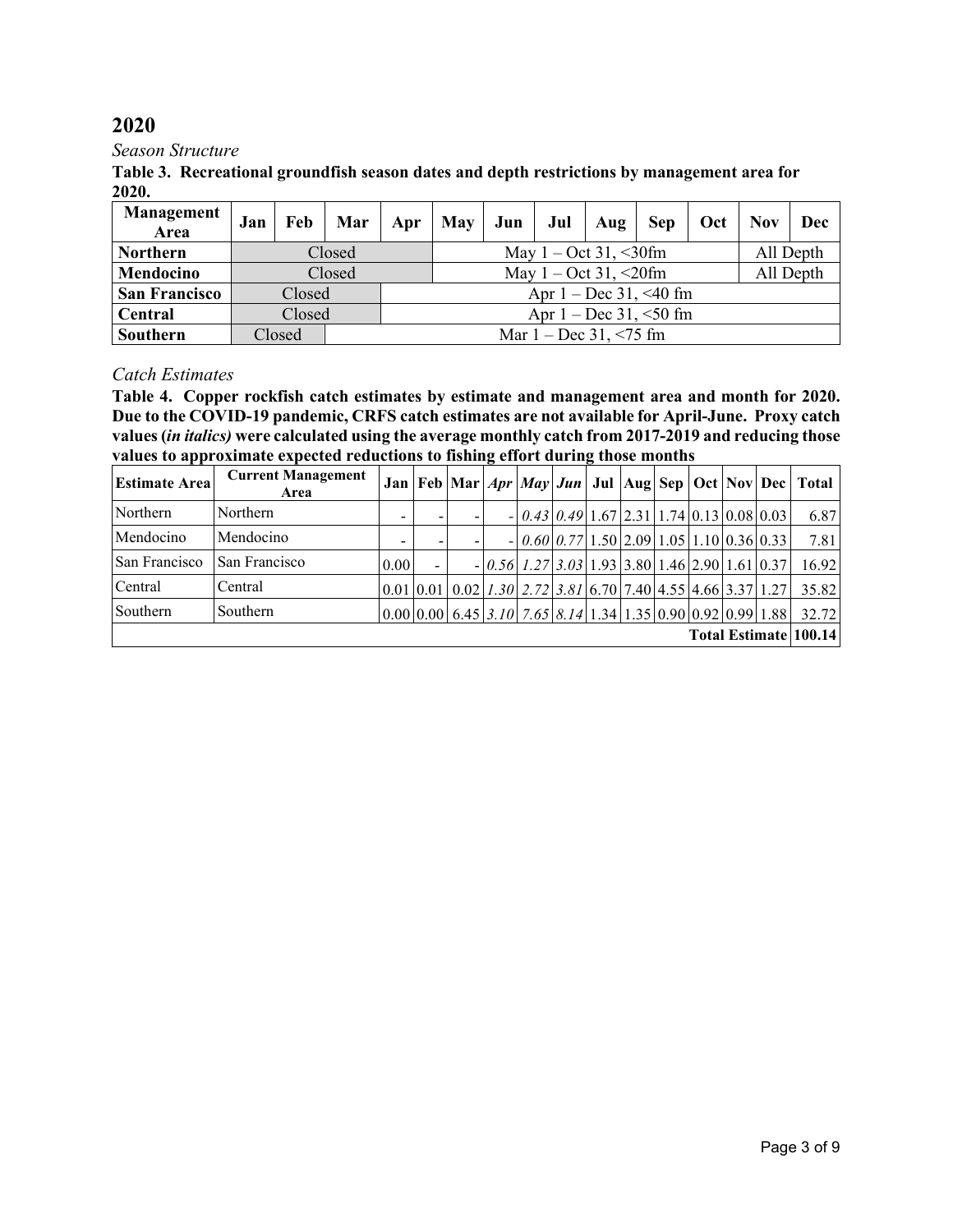## 2020

*Season Structure*

**Table 3. Recreational groundfish season dates and depth restrictions by management area for 2020.**

| Management Area | Jan | Feb | Mar | Apr | May | Jun | Jul | Aug | Sep | Oct | Nov | Dec |
|---|---|---|---|---|---|---|---|---|---|---|---|---|
| **Northern** | Closed | | | | May 1 – Oct 31, <30fm | | | | | | All Depth | |
| **Mendocino** | Closed | | | | May 1 – Oct 31, <20fm | | | | | | All Depth | |
| **San Francisco** | Closed | | | Apr 1 – Dec 31, <40 fm | | | | | | | | |
| **Central** | Closed | | | Apr 1 – Dec 31, <50 fm | | | | | | | | |
| **Southern** | Closed | | Mar 1 – Dec 31, <75 fm | | | | | | | | | |

*Catch Estimates*

**Table 4. Copper rockfish catch estimates by estimate and management area and month for 2020. Due to the COVID-19 pandemic, CRFS catch estimates are not available for April-June. Proxy catch values (*in italics)* were calculated using the average monthly catch from 2017-2019 and reducing those values to approximate expected reductions to fishing effort during those months**

| Estimate Area | Current Management Area | Jan | Feb | Mar | *Apr* | *May* | *Jun* | Jul | Aug | Sep | Oct | Nov | Dec | Total |
|---|---|---|---|---|---|---|---|---|---|---|---|---|---|---|
| Northern | Northern | - | - | - | - | *0.43* | *0.49* | 1.67 | 2.31 | 1.74 | 0.13 | 0.08 | 0.03 | 6.87 |
| Mendocino | Mendocino | - | - | - | - | *0.60* | *0.77* | 1.50 | 2.09 | 1.05 | 1.10 | 0.36 | 0.33 | 7.81 |
| San Francisco | San Francisco | 0.00 | - | - | *0.56* | *1.27* | *3.03* | 1.93 | 3.80 | 1.46 | 2.90 | 1.61 | 0.37 | 16.92 |
| Central | Central | 0.01 | 0.01 | 0.02 | *1.30* | *2.72* | *3.81* | 6.70 | 7.40 | 4.55 | 4.66 | 3.37 | 1.27 | 35.82 |
| Southern | Southern | 0.00 | 0.00 | 6.45 | *3.10* | *7.65* | *8.14* | 1.34 | 1.35 | 0.90 | 0.92 | 0.99 | 1.88 | 32.72 |
| | | | | | | | | | | | | | **Total Estimate** | **100.14** |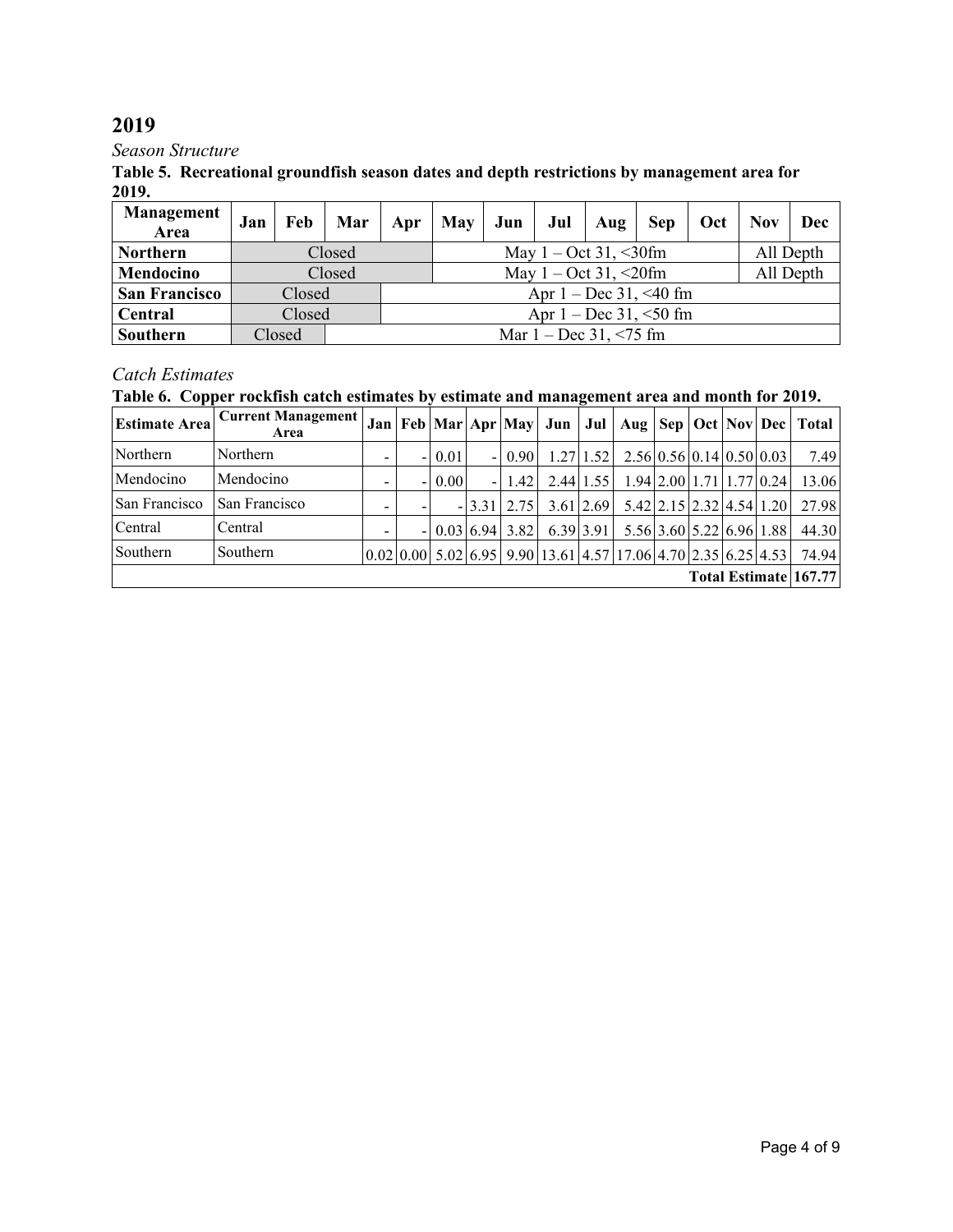## 2019

*Season Structure*

**Table 5. Recreational groundfish season dates and depth restrictions by management area for 2019.**

| Management Area | Jan | Feb | Mar | Apr | May | Jun | Jul | Aug | Sep | Oct | Nov | Dec |
|---|---|---|---|---|---|---|---|---|---|---|---|---|
| **Northern** | | Closed | | | | | May 1 – Oct 31, <30fm | | | | All Depth | |
| **Mendocino** | | Closed | | | | | May 1 – Oct 31, <20fm | | | | All Depth | |
| **San Francisco** | | Closed | | | | | Apr 1 – Dec 31, <40 fm | | | | | |
| **Central** | | Closed | | | | | Apr 1 – Dec 31, <50 fm | | | | | |
| **Southern** | | Closed | | | | | Mar 1 – Dec 31, <75 fm | | | | | |

*Catch Estimates*

**Table 6. Copper rockfish catch estimates by estimate and management area and month for 2019.**

| Estimate Area | Current Management Area | Jan | Feb | Mar | Apr | May | Jun | Jul | Aug | Sep | Oct | Nov | Dec | Total |
|---|---|---|---|---|---|---|---|---|---|---|---|---|---|---|
| Northern | Northern | - | - | 0.01 | - | 0.90 | 1.27 | 1.52 | 2.56 | 0.56 | 0.14 | 0.50 | 0.03 | 7.49 |
| Mendocino | Mendocino | - | - | 0.00 | - | 1.42 | 2.44 | 1.55 | 1.94 | 2.00 | 1.71 | 1.77 | 0.24 | 13.06 |
| San Francisco | San Francisco | - | - | - | 3.31 | 2.75 | 3.61 | 2.69 | 5.42 | 2.15 | 2.32 | 4.54 | 1.20 | 27.98 |
| Central | Central | - | - | 0.03 | 6.94 | 3.82 | 6.39 | 3.91 | 5.56 | 3.60 | 5.22 | 6.96 | 1.88 | 44.30 |
| Southern | Southern | 0.02 | 0.00 | 5.02 | 6.95 | 9.90 | 13.61 | 4.57 | 17.06 | 4.70 | 2.35 | 6.25 | 4.53 | 74.94 |
| | | | | | | | | | | | | | **Total Estimate** | **167.77** |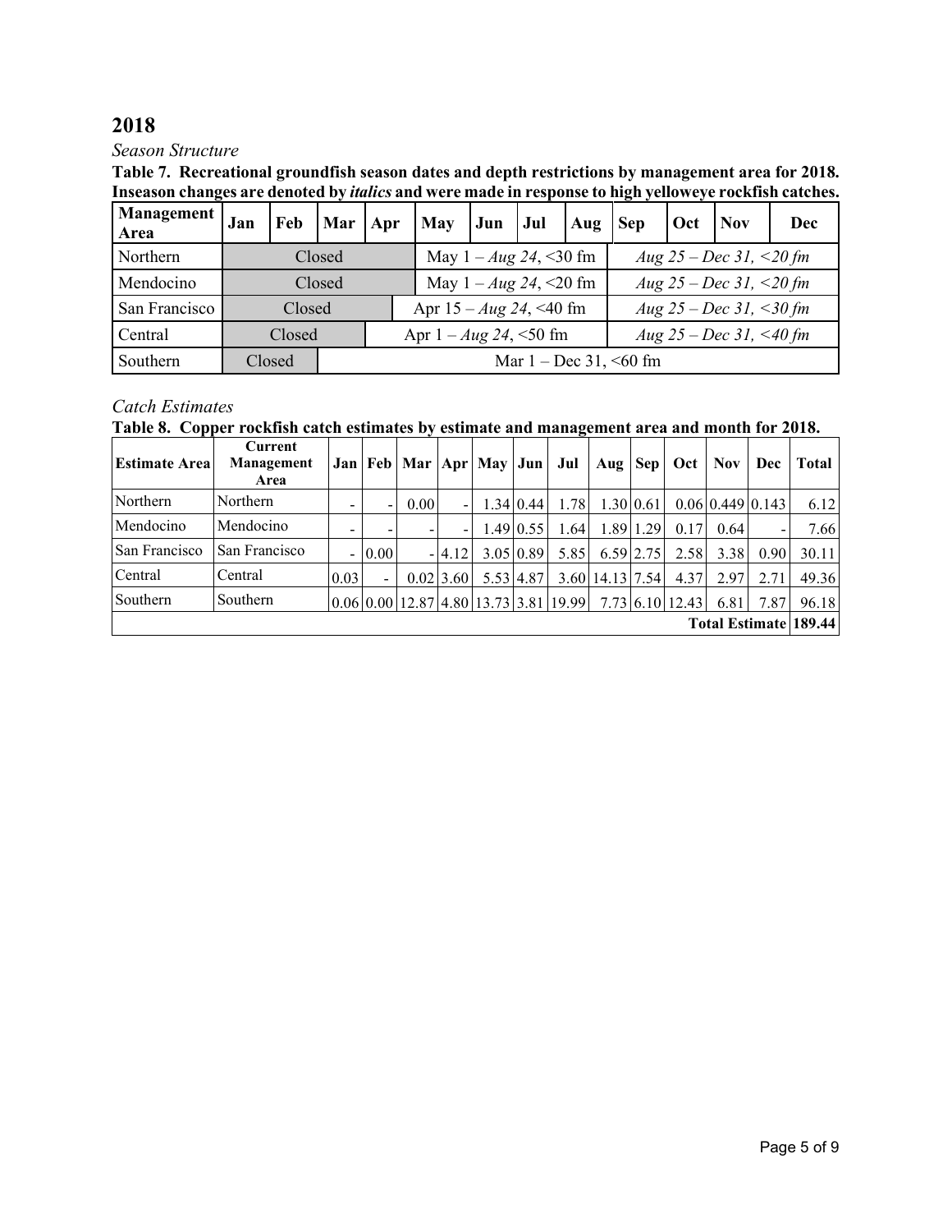## 2018

*Season Structure*

**Table 7. Recreational groundfish season dates and depth restrictions by management area for 2018. Inseason changes are denoted by *italics* and were made in response to high yelloweye rockfish catches.**

| Management Area | Jan | Feb | Mar | Apr | May | Jun | Jul | Aug | Sep | Oct | Nov | Dec |
|---|---|---|---|---|---|---|---|---|---|---|---|---|
| Northern | Closed | | | | May 1 – *Aug 24*, <30 fm | | | | *Aug 25 – Dec 31, <20 fm* | | | |
| Mendocino | Closed | | | | May 1 – *Aug 24*, <20 fm | | | | *Aug 25 – Dec 31, <20 fm* | | | |
| San Francisco | Closed | | | Apr 15 – *Aug 24*, <40 fm | | | | | *Aug 25 – Dec 31, <30 fm* | | | |
| Central | Closed | | | Apr 1 – *Aug 24*, <50 fm | | | | | *Aug 25 – Dec 31, <40 fm* | | | |
| Southern | Closed | | Mar 1 – Dec 31, <60 fm | | | | | | | | | |

*Catch Estimates*

**Table 8. Copper rockfish catch estimates by estimate and management area and month for 2018.**

| Estimate Area | Current Management Area | Jan | Feb | Mar | Apr | May | Jun | Jul | Aug | Sep | Oct | Nov | Dec | Total |
|---|---|---|---|---|---|---|---|---|---|---|---|---|---|---|
| Northern | Northern | - | - | 0.00 | - | 1.34 | 0.44 | 1.78 | 1.30 | 0.61 | 0.06 | 0.449 | 0.143 | 6.12 |
| Mendocino | Mendocino | - | - | - | - | 1.49 | 0.55 | 1.64 | 1.89 | 1.29 | 0.17 | 0.64 | - | 7.66 |
| San Francisco | San Francisco | - | 0.00 | - | 4.12 | 3.05 | 0.89 | 5.85 | 6.59 | 2.75 | 2.58 | 3.38 | 0.90 | 30.11 |
| Central | Central | 0.03 | - | 0.02 | 3.60 | 5.53 | 4.87 | 3.60 | 14.13 | 7.54 | 4.37 | 2.97 | 2.71 | 49.36 |
| Southern | Southern | 0.06 | 0.00 | 12.87 | 4.80 | 13.73 | 3.81 | 19.99 | 7.73 | 6.10 | 12.43 | 6.81 | 7.87 | 96.18 |
| **Total Estimate** | | | | | | | | | | | | | | **189.44** |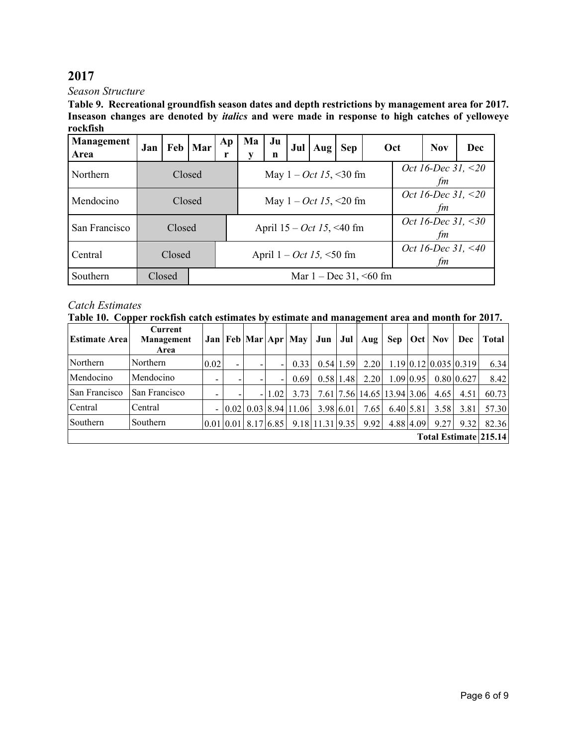## 2017

*Season Structure*

**Table 9. Recreational groundfish season dates and depth restrictions by management area for 2017. Inseason changes are denoted by *italics* and were made in response to high catches of yelloweye rockfish**

| Management Area | Jan | Feb | Mar | Apr | May | Jun | Jul | Aug | Sep | Oct | Nov | Dec |
|---|---|---|---|---|---|---|---|---|---|---|---|---|
| Northern | Closed | | | | May 1 – *Oct 15*, <30 fm | | | | | | *Oct 16-Dec 31, <20 fm* | |
| Mendocino | Closed | | | | May 1 – *Oct 15*, <20 fm | | | | | | *Oct 16-Dec 31, <20 fm* | |
| San Francisco | Closed | | | April 15 – *Oct 15*, <40 fm | | | | | | | *Oct 16-Dec 31, <30 fm* | |
| Central | Closed | | | April 1 – *Oct 15*, <50 fm | | | | | | | *Oct 16-Dec 31, <40 fm* | |
| Southern | Closed | | Mar 1 – Dec 31, <60 fm | | | | | | | | | |

*Catch Estimates*

**Table 10. Copper rockfish catch estimates by estimate and management area and month for 2017.**

| Estimate Area | Current Management Area | Jan | Feb | Mar | Apr | May | Jun | Jul | Aug | Sep | Oct | Nov | Dec | Total |
|---|---|---|---|---|---|---|---|---|---|---|---|---|---|---|
| Northern | Northern | 0.02 | - | - | - | 0.33 | 0.54 | 1.59 | 2.20 | 1.19 | 0.12 | 0.035 | 0.319 | 6.34 |
| Mendocino | Mendocino | - | - | - | - | 0.69 | 0.58 | 1.48 | 2.20 | 1.09 | 0.95 | 0.80 | 0.627 | 8.42 |
| San Francisco | San Francisco | - | - | - | 1.02 | 3.73 | 7.61 | 7.56 | 14.65 | 13.94 | 3.06 | 4.65 | 4.51 | 60.73 |
| Central | Central | - | 0.02 | 0.03 | 8.94 | 11.06 | 3.98 | 6.01 | 7.65 | 6.40 | 5.81 | 3.58 | 3.81 | 57.30 |
| Southern | Southern | 0.01 | 0.01 | 8.17 | 6.85 | 9.18 | 11.31 | 9.35 | 9.92 | 4.88 | 4.09 | 9.27 | 9.32 | 82.36 |
| **Total Estimate** | | | | | | | | | | | | | | **215.14** |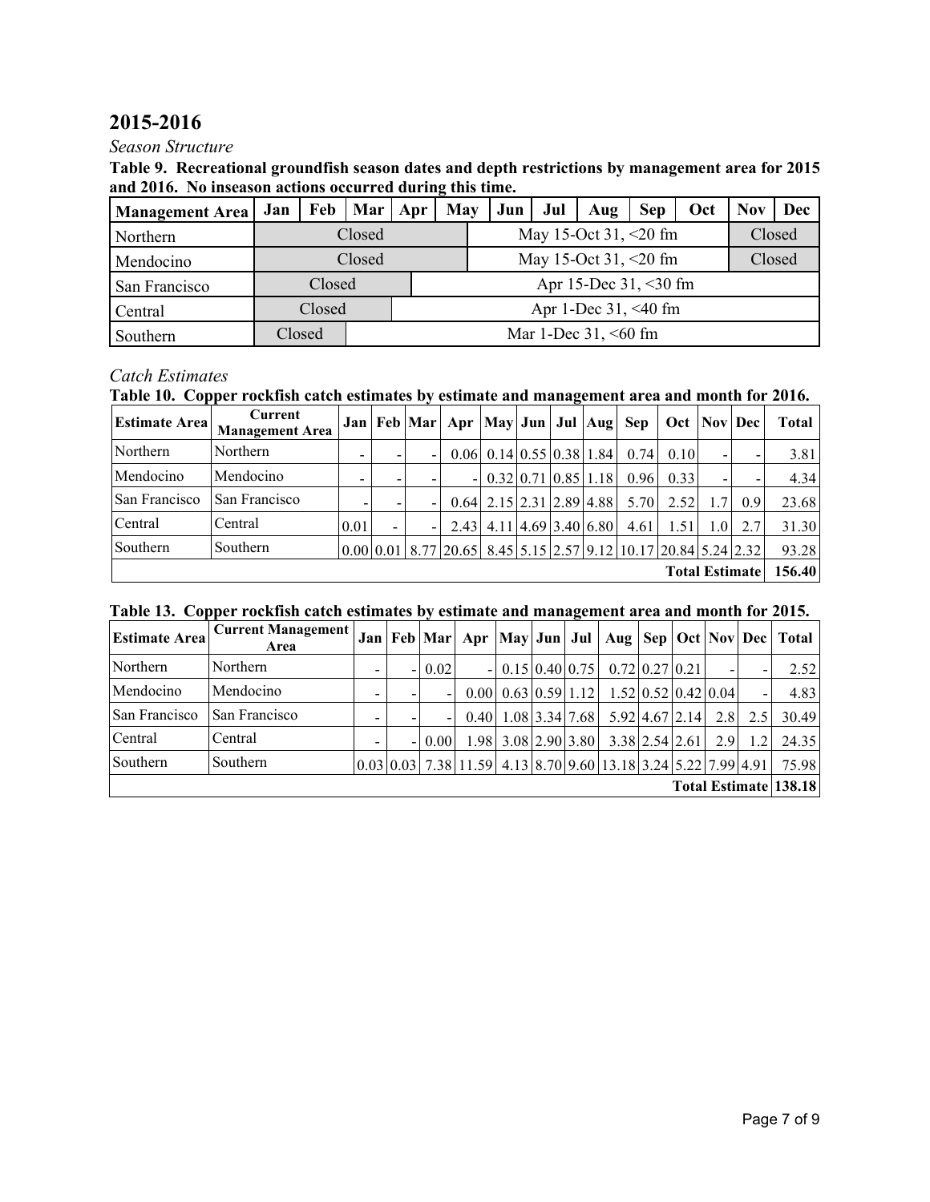## 2015-2016

*Season Structure*

**Table 9. Recreational groundfish season dates and depth restrictions by management area for 2015 and 2016. No inseason actions occurred during this time.**

| Management Area | Jan | Feb | Mar | Apr | May | Jun | Jul | Aug | Sep | Oct | Nov | Dec |
|---|---|---|---|---|---|---|---|---|---|---|---|---|
| Northern | Closed | | | | May 15-Oct 31, <20 fm | | | | | | Closed | |
| Mendocino | Closed | | | | May 15-Oct 31, <20 fm | | | | | | Closed | |
| San Francisco | Closed | | | Apr 15-Dec 31, <30 fm | | | | | | | | |
| Central | Closed | | | Apr 1-Dec 31, <40 fm | | | | | | | | |
| Southern | Closed | | Mar 1-Dec 31, <60 fm | | | | | | | | | |

*Catch Estimates*

**Table 10. Copper rockfish catch estimates by estimate and management area and month for 2016.**

| Estimate Area | Current Management Area | Jan | Feb | Mar | Apr | May | Jun | Jul | Aug | Sep | Oct | Nov | Dec | Total |
|---|---|---|---|---|---|---|---|---|---|---|---|---|---|---|
| Northern | Northern | - | - | - | 0.06 | 0.14 | 0.55 | 0.38 | 1.84 | 0.74 | 0.10 | - | - | 3.81 |
| Mendocino | Mendocino | - | - | - | - | 0.32 | 0.71 | 0.85 | 1.18 | 0.96 | 0.33 | - | - | 4.34 |
| San Francisco | San Francisco | - | - | - | 0.64 | 2.15 | 2.31 | 2.89 | 4.88 | 5.70 | 2.52 | 1.7 | 0.9 | 23.68 |
| Central | Central | 0.01 | - | - | 2.43 | 4.11 | 4.69 | 3.40 | 6.80 | 4.61 | 1.51 | 1.0 | 2.7 | 31.30 |
| Southern | Southern | 0.00 | 0.01 | 8.77 | 20.65 | 8.45 | 5.15 | 2.57 | 9.12 | 10.17 | 20.84 | 5.24 | 2.32 | 93.28 |
| | | | | | | | | | | | | | **Total Estimate** | **156.40** |

**Table 13. Copper rockfish catch estimates by estimate and management area and month for 2015.**

| Estimate Area | Current Management Area | Jan | Feb | Mar | Apr | May | Jun | Jul | Aug | Sep | Oct | Nov | Dec | Total |
|---|---|---|---|---|---|---|---|---|---|---|---|---|---|---|
| Northern | Northern | - | - | 0.02 | - | 0.15 | 0.40 | 0.75 | 0.72 | 0.27 | 0.21 | - | - | 2.52 |
| Mendocino | Mendocino | - | - | - | 0.00 | 0.63 | 0.59 | 1.12 | 1.52 | 0.52 | 0.42 | 0.04 | - | 4.83 |
| San Francisco | San Francisco | - | - | - | 0.40 | 1.08 | 3.34 | 7.68 | 5.92 | 4.67 | 2.14 | 2.8 | 2.5 | 30.49 |
| Central | Central | - | - | 0.00 | 1.98 | 3.08 | 2.90 | 3.80 | 3.38 | 2.54 | 2.61 | 2.9 | 1.2 | 24.35 |
| Southern | Southern | 0.03 | 0.03 | 7.38 | 11.59 | 4.13 | 8.70 | 9.60 | 13.18 | 3.24 | 5.22 | 7.99 | 4.91 | 75.98 |
| | | | | | | | | | | | | | **Total Estimate** | **138.18** |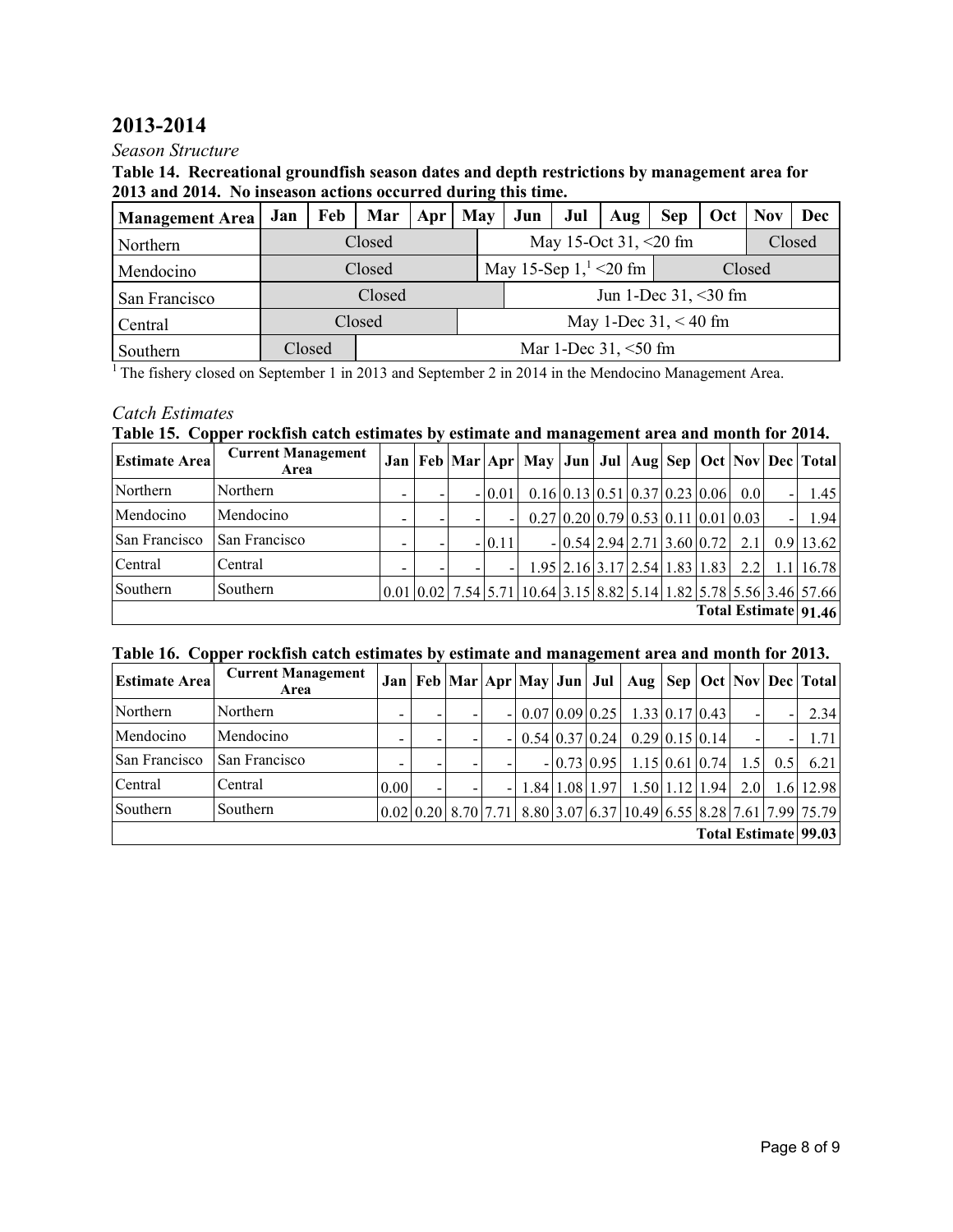## 2013-2014

*Season Structure*

**Table 14. Recreational groundfish season dates and depth restrictions by management area for 2013 and 2014. No inseason actions occurred during this time.**

| Management Area | Jan | Feb | Mar | Apr | May | Jun | Jul | Aug | Sep | Oct | Nov | Dec |
|---|---|---|---|---|---|---|---|---|---|---|---|---|
| Northern | Closed | | | | May 15-Oct 31, <20 fm | | | | | | Closed | |
| Mendocino | Closed | | | | May 15-Sep 1,[1] <20 fm | | | | Closed | | | |
| San Francisco | Closed | | | | | Jun 1-Dec 31, <30 fm | | | | | | |
| Central | Closed | | | | May 1-Dec 31, < 40 fm | | | | | | | |
| Southern | Closed | | Mar 1-Dec 31, <50 fm | | | | | | | | | |

[1] The fishery closed on September 1 in 2013 and September 2 in 2014 in the Mendocino Management Area.

*Catch Estimates*

**Table 15. Copper rockfish catch estimates by estimate and management area and month for 2014.**

| Estimate Area | Current Management Area | Jan | Feb | Mar | Apr | May | Jun | Jul | Aug | Sep | Oct | Nov | Dec | Total |
|---|---|---|---|---|---|---|---|---|---|---|---|---|---|---|
| Northern | Northern | - | - | - | 0.01 | 0.16 | 0.13 | 0.51 | 0.37 | 0.23 | 0.06 | 0.0 | - | 1.45 |
| Mendocino | Mendocino | - | - | - | - | 0.27 | 0.20 | 0.79 | 0.53 | 0.11 | 0.01 | 0.03 | - | 1.94 |
| San Francisco | San Francisco | - | - | - | 0.11 | - | 0.54 | 2.94 | 2.71 | 3.60 | 0.72 | 2.1 | 0.9 | 13.62 |
| Central | Central | - | - | - | - | 1.95 | 2.16 | 3.17 | 2.54 | 1.83 | 1.83 | 2.2 | 1.1 | 16.78 |
| Southern | Southern | 0.01 | 0.02 | 7.54 | 5.71 | 10.64 | 3.15 | 8.82 | 5.14 | 1.82 | 5.78 | 5.56 | 3.46 | 57.66 |
| | | | | | | | | | | | | | **Total Estimate** | **91.46** |

**Table 16. Copper rockfish catch estimates by estimate and management area and month for 2013.**

| Estimate Area | Current Management Area | Jan | Feb | Mar | Apr | May | Jun | Jul | Aug | Sep | Oct | Nov | Dec | Total |
|---|---|---|---|---|---|---|---|---|---|---|---|---|---|---|
| Northern | Northern | - | - | - | - | 0.07 | 0.09 | 0.25 | 1.33 | 0.17 | 0.43 | - | - | 2.34 |
| Mendocino | Mendocino | - | - | - | - | 0.54 | 0.37 | 0.24 | 0.29 | 0.15 | 0.14 | - | - | 1.71 |
| San Francisco | San Francisco | - | - | - | - | - | 0.73 | 0.95 | 1.15 | 0.61 | 0.74 | 1.5 | 0.5 | 6.21 |
| Central | Central | 0.00 | - | - | - | 1.84 | 1.08 | 1.97 | 1.50 | 1.12 | 1.94 | 2.0 | 1.6 | 12.98 |
| Southern | Southern | 0.02 | 0.20 | 8.70 | 7.71 | 8.80 | 3.07 | 6.37 | 10.49 | 6.55 | 8.28 | 7.61 | 7.99 | 75.79 |
| | | | | | | | | | | | | | **Total Estimate** | **99.03** |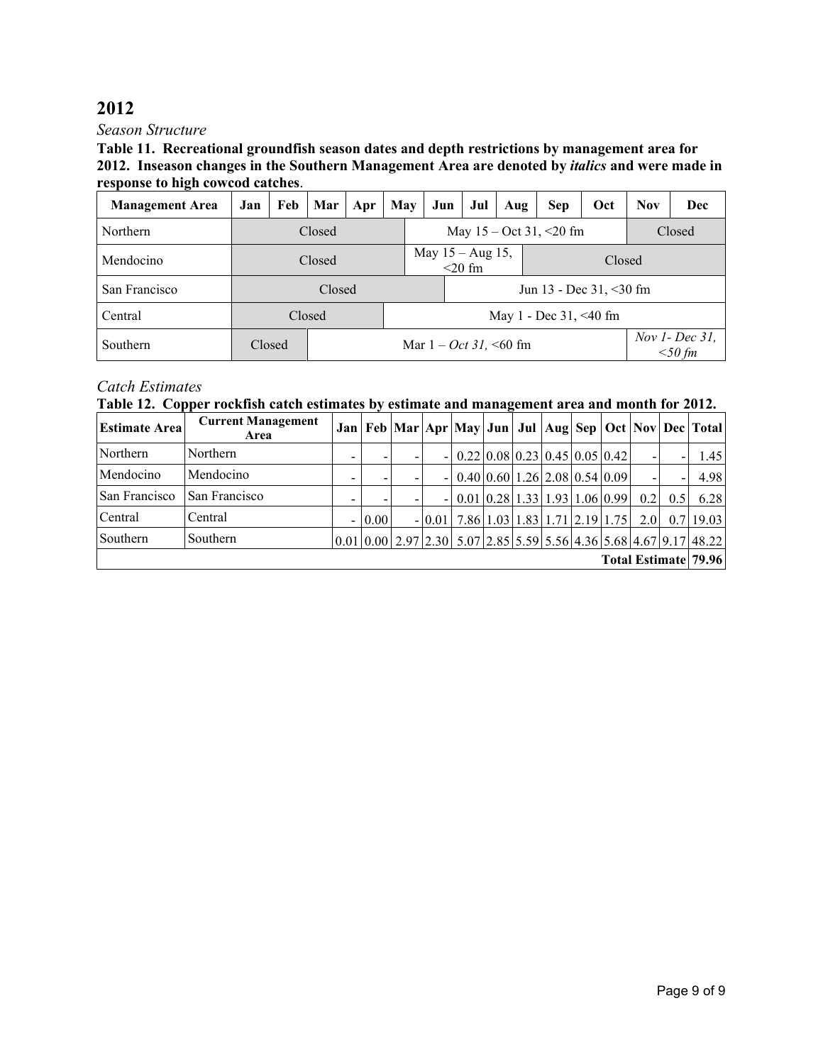# 2012

*Season Structure*

**Table 11. Recreational groundfish season dates and depth restrictions by management area for 2012. Inseason changes in the Southern Management Area are denoted by *italics* and were made in response to high cowcod catches**.

| Management Area | Jan | Feb | Mar | Apr | May | Jun | Jul | Aug | Sep | Oct | Nov | Dec |
|---|---|---|---|---|---|---|---|---|---|---|---|---|
| Northern | Closed | | | | May 15 – Oct 31, <20 fm | | | | | | Closed | |
| Mendocino | Closed | | | | May 15 – Aug 15, <20 fm | | | | Closed | | | |
| San Francisco | Closed | | | | | Jun 13 - Dec 31, <30 fm | | | | | | |
| Central | Closed | | | | May 1 - Dec 31, <40 fm | | | | | | | |
| Southern | Closed | | Mar 1 – *Oct 31,* <60 fm | | | | | | | | *Nov 1- Dec 31, <50 fm* | |

*Catch Estimates*

**Table 12. Copper rockfish catch estimates by estimate and management area and month for 2012.**

| Estimate Area | Current Management Area | Jan | Feb | Mar | Apr | May | Jun | Jul | Aug | Sep | Oct | Nov | Dec | Total |
|---|---|---|---|---|---|---|---|---|---|---|---|---|---|---|
| Northern | Northern | - | - | - | - | 0.22 | 0.08 | 0.23 | 0.45 | 0.05 | 0.42 | - | - | 1.45 |
| Mendocino | Mendocino | - | - | - | - | 0.40 | 0.60 | 1.26 | 2.08 | 0.54 | 0.09 | - | - | 4.98 |
| San Francisco | San Francisco | - | - | - | - | 0.01 | 0.28 | 1.33 | 1.93 | 1.06 | 0.99 | 0.2 | 0.5 | 6.28 |
| Central | Central | - | 0.00 | - | 0.01 | 7.86 | 1.03 | 1.83 | 1.71 | 2.19 | 1.75 | 2.0 | 0.7 | 19.03 |
| Southern | Southern | 0.01 | 0.00 | 2.97 | 2.30 | 5.07 | 2.85 | 5.59 | 5.56 | 4.36 | 5.68 | 4.67 | 9.17 | 48.22 |
| | | | | | | | | | | | | | **Total Estimate** | **79.96** |